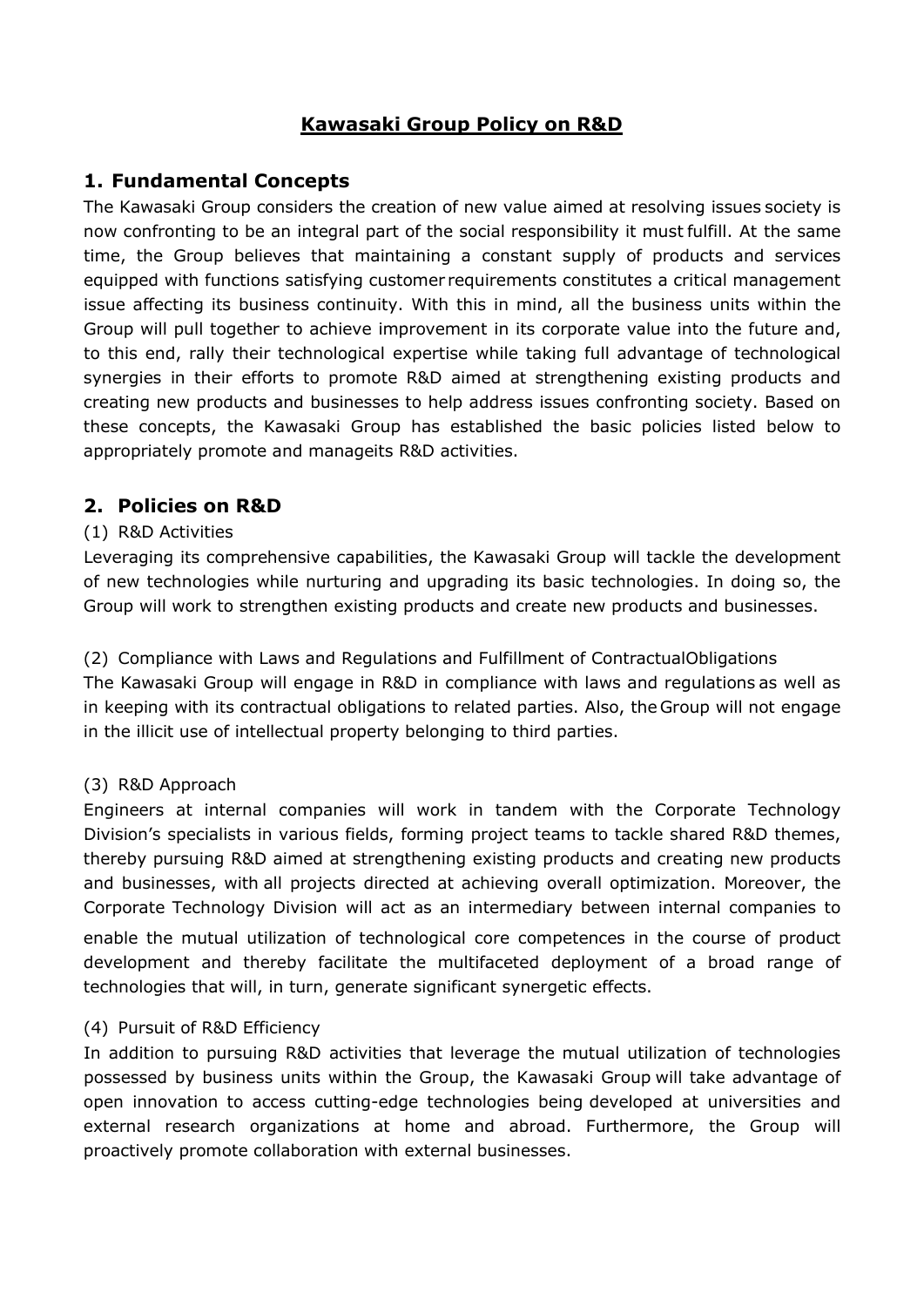# Kawasaki Group Policy on R&D

## 1. Fundamental Concepts

The Kawasaki Group considers the creation of new value aimed at resolving issues society is now confronting to be an integral part of the social responsibility it must fulfill. At the same time, the Group believes that maintaining a constant supply of products and services equipped with functions satisfying customer requirements constitutes a critical management issue affecting its business continuity. With this in mind, all the business units within the Group will pull together to achieve improvement in its corporate value into the future and, to this end, rally their technological expertise while taking full advantage of technological synergies in their efforts to promote R&D aimed at strengthening existing products and creating new products and businesses to help address issues confronting society. Based on these concepts, the Kawasaki Group has established the basic policies listed below to appropriately promote and manageits R&D activities.

## 2. Policies on R&D

(1) R&D Activities

Leveraging its comprehensive capabilities, the Kawasaki Group will tackle the development of new technologies while nurturing and upgrading its basic technologies. In doing so, the Group will work to strengthen existing products and create new products and businesses.

(2) Compliance with Laws and Regulations and Fulfillment of ContractualObligations

The Kawasaki Group will engage in R&D in compliance with laws and regulations as well as in keeping with its contractual obligations to related parties. Also, the Group will not engage in the illicit use of intellectual property belonging to third parties.

(3) R&D Approach

Engineers at internal companies will work in tandem with the Corporate Technology Division's specialists in various fields, forming project teams to tackle shared R&D themes, thereby pursuing R&D aimed at strengthening existing products and creating new products and businesses, with all projects directed at achieving overall optimization. Moreover, the Corporate Technology Division will act as an intermediary between internal companies to enable the mutual utilization of technological core competences in the course of product development and thereby facilitate the multifaceted deployment of a broad range of technologies that will, in turn, generate significant synergetic effects.

(4) Pursuit of R&D Efficiency

In addition to pursuing R&D activities that leverage the mutual utilization of technologies possessed by business units within the Group, the Kawasaki Group will take advantage of open innovation to access cutting-edge technologies being developed at universities and external research organizations at home and abroad. Furthermore, the Group will proactively promote collaboration with external businesses.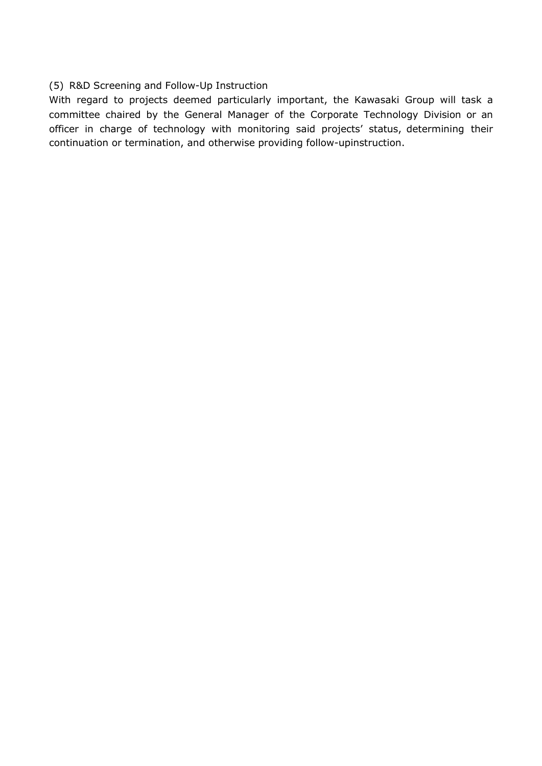(5) R&D Screening and Follow-Up Instruction

With regard to projects deemed particularly important, the Kawasaki Group will task a committee chaired by the General Manager of the Corporate Technology Division or an officer in charge of technology with monitoring said projects' status, determining their continuation or termination, and otherwise providing follow-upinstruction.